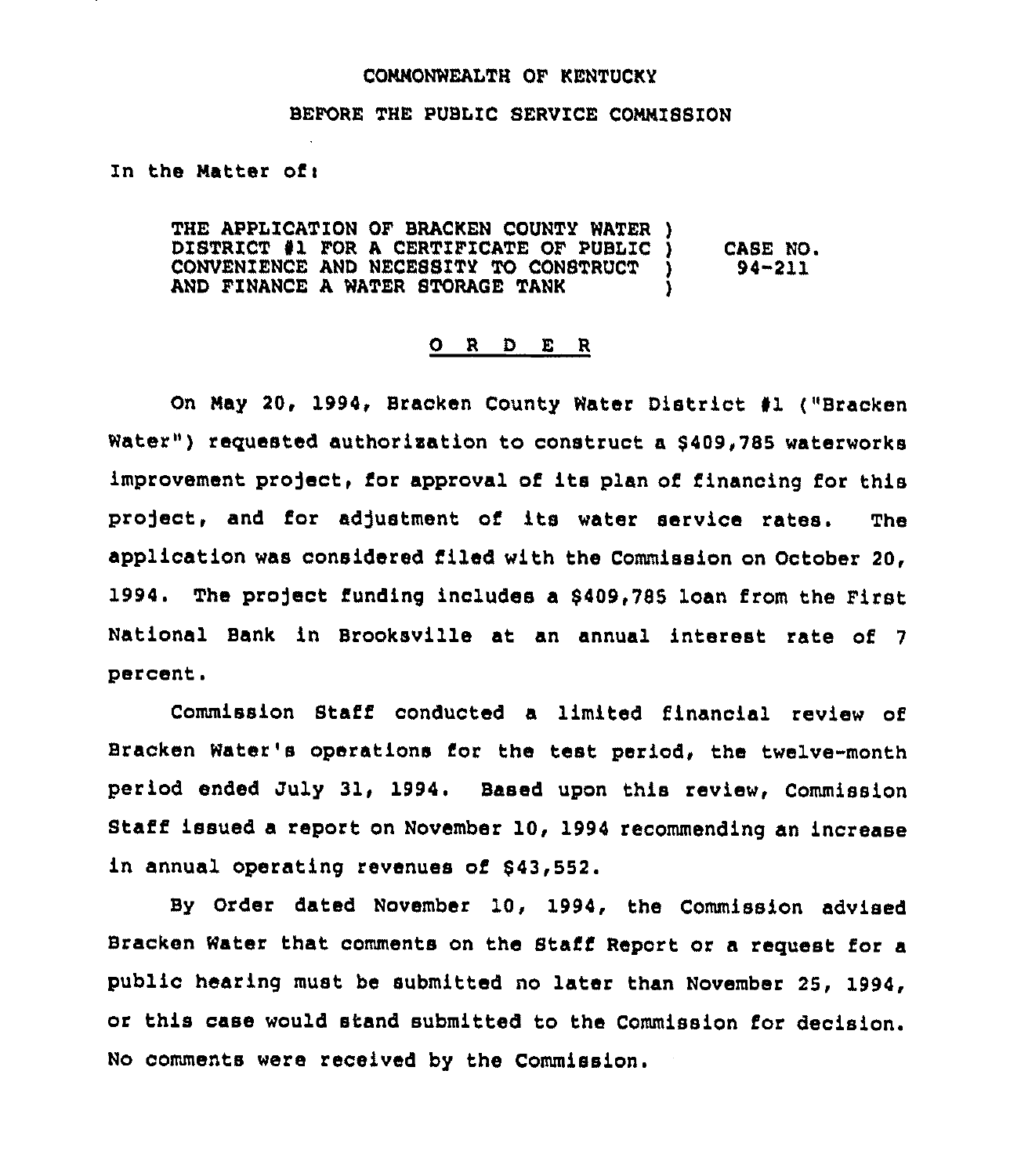COMMONWEALTH OF KENTUCKY

BEFORE THE PUBLIC SERVICE COMMISSION

In the Matter of:

| | | |
|---|---|---|
| THE APPLICATION OF BRACKEN COUNTY WATER DISTRICT #1 FOR A CERTIFICATE OF PUBLIC CONVENIENCE AND NECESSITY TO CONSTRUCT AND FINANCE A WATER STORAGE TANK | ) ) ) ) | CASE NO. 94-211 |

O R D E R

On May 20, 1994, Bracken County Water District #1 ("Bracken Water") requested authorization to construct a $409,785 waterworks improvement project, for approval of its plan of financing for this project, and for adjustment of its water service rates. The application was considered filed with the Commission on October 20, 1994. The project funding includes a $409,785 loan from the First National Bank in Brooksville at an annual interest rate of 7 percent.

Commission Staff conducted a limited financial review of Bracken Water's operations for the test period, the twelve-month period ended July 31, 1994. Based upon this review, Commission Staff issued a report on November 10, 1994 recommending an increase in annual operating revenues of $43,552.

By Order dated November 10, 1994, the Commission advised Bracken Water that comments on the Staff Report or a request for a public hearing must be submitted no later than November 25, 1994, or this case would stand submitted to the Commission for decision. No comments were received by the Commission.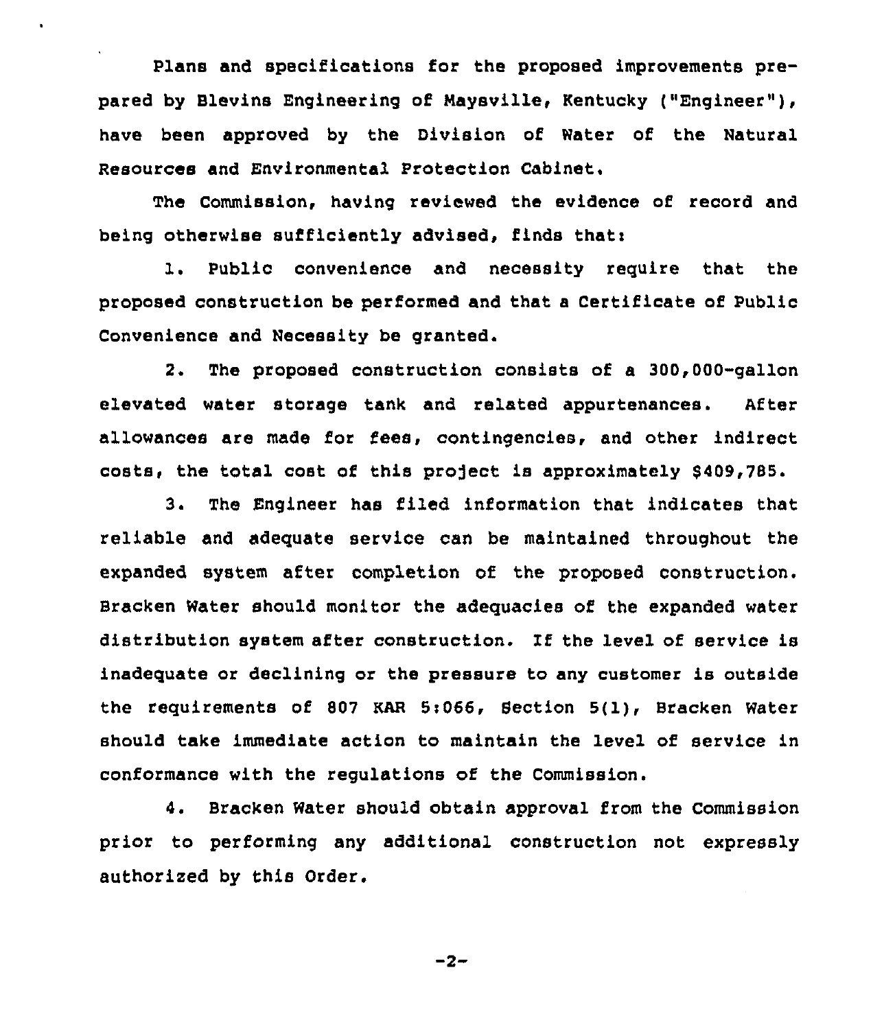Plans and specifications for the proposed improvements prepared by Blevins Engineering of Maysville, Kentucky ("Engineer"), have been approved by the Division of Water of the Natural Resources and Environmental Protection Cabinet.

The Commission, having reviewed the evidence of record and being otherwise sufficiently advised, finds that:

1. Public convenience and necessity require that the proposed construction be performed and that a Certificate of Public Convenience and Necessity be granted.

2. The proposed construction consists of a 300,000-gallon elevated water storage tank and related appurtenances. After allowances are made for fees, contingencies, and other indirect costs, the total cost of this project is approximately $409,785.

3. The Engineer has filed information that indicates that reliable and adequate service can be maintained throughout the expanded system after completion of the proposed construction. Bracken Water should monitor the adequacies of the expanded water distribution system after construction. If the level of service is inadequate or declining or the pressure to any customer is outside the requirements of 807 KAR 5:066, Section 5(1), Bracken Water should take immediate action to maintain the level of service in conformance with the regulations of the Commission.

4. Bracken Water should obtain approval from the Commission prior to performing any additional construction not expressly authorized by this Order.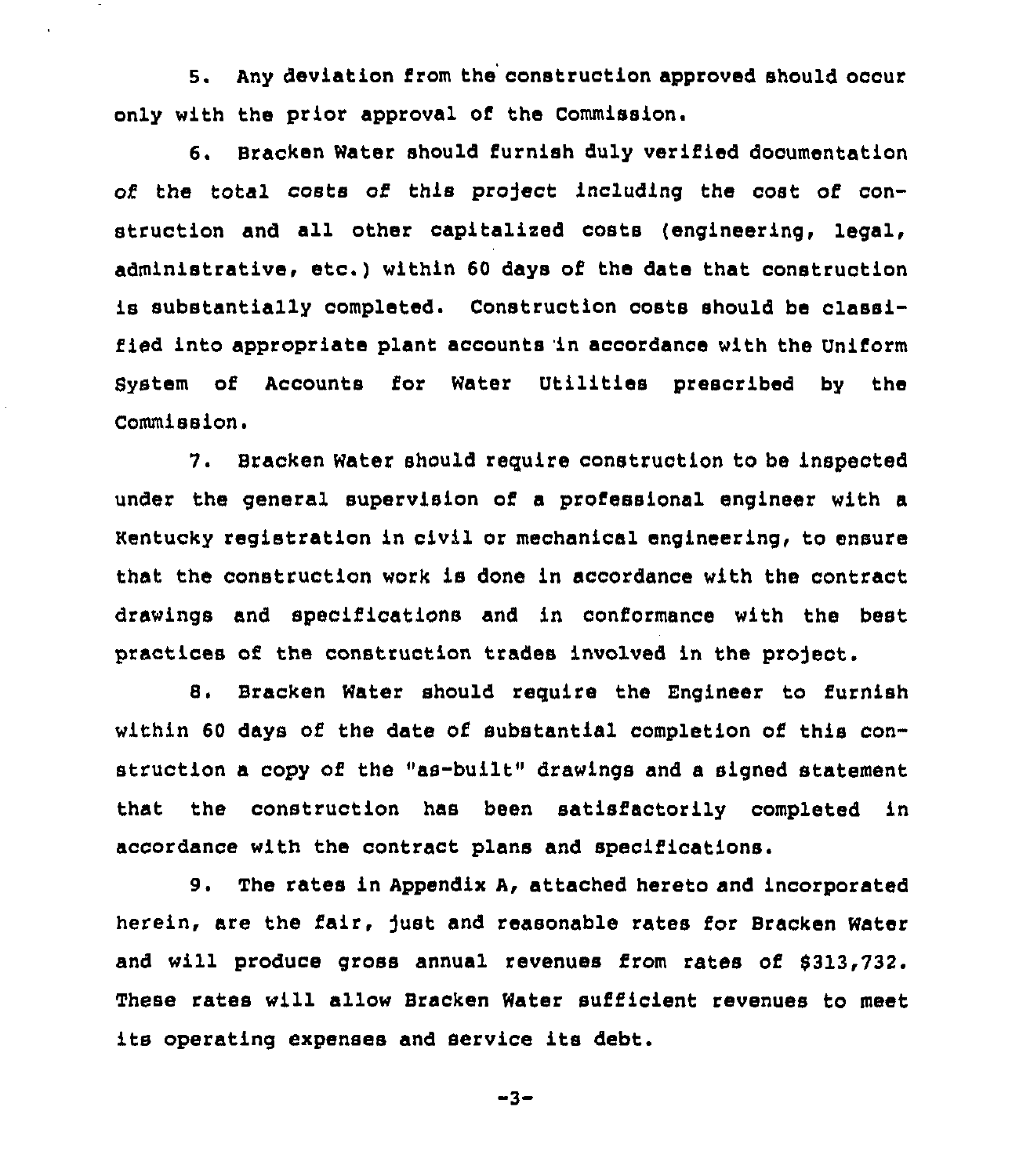5. Any deviation from the construction approved should occur only with the prior approval of the Commission.

6. Bracken Water should furnish duly verified documentation of the total costs of this project including the cost of construction and all other capitalized costs (engineering, legal, administrative, etc.) within 60 days of the date that construction is substantially completed. Construction costs should be classified into appropriate plant accounts in accordance with the Uniform System of Accounts for Water Utilities prescribed by the Commission.

7. Bracken Water should require construction to be inspected under the general supervision of a professional engineer with a Kentucky registration in civil or mechanical engineering, to ensure that the construction work is done in accordance with the contract drawings and specifications and in conformance with the best practices of the construction trades involved in the project.

8. Bracken Water should require the Engineer to furnish within 60 days of the date of substantial completion of this construction a copy of the "as-built" drawings and a signed statement that the construction has been satisfactorily completed in accordance with the contract plans and specifications.

9. The rates in Appendix A, attached hereto and incorporated herein, are the fair, just and reasonable rates for Bracken Water and will produce gross annual revenues from rates of $313,732. These rates will allow Bracken Water sufficient revenues to meet its operating expenses and service its debt.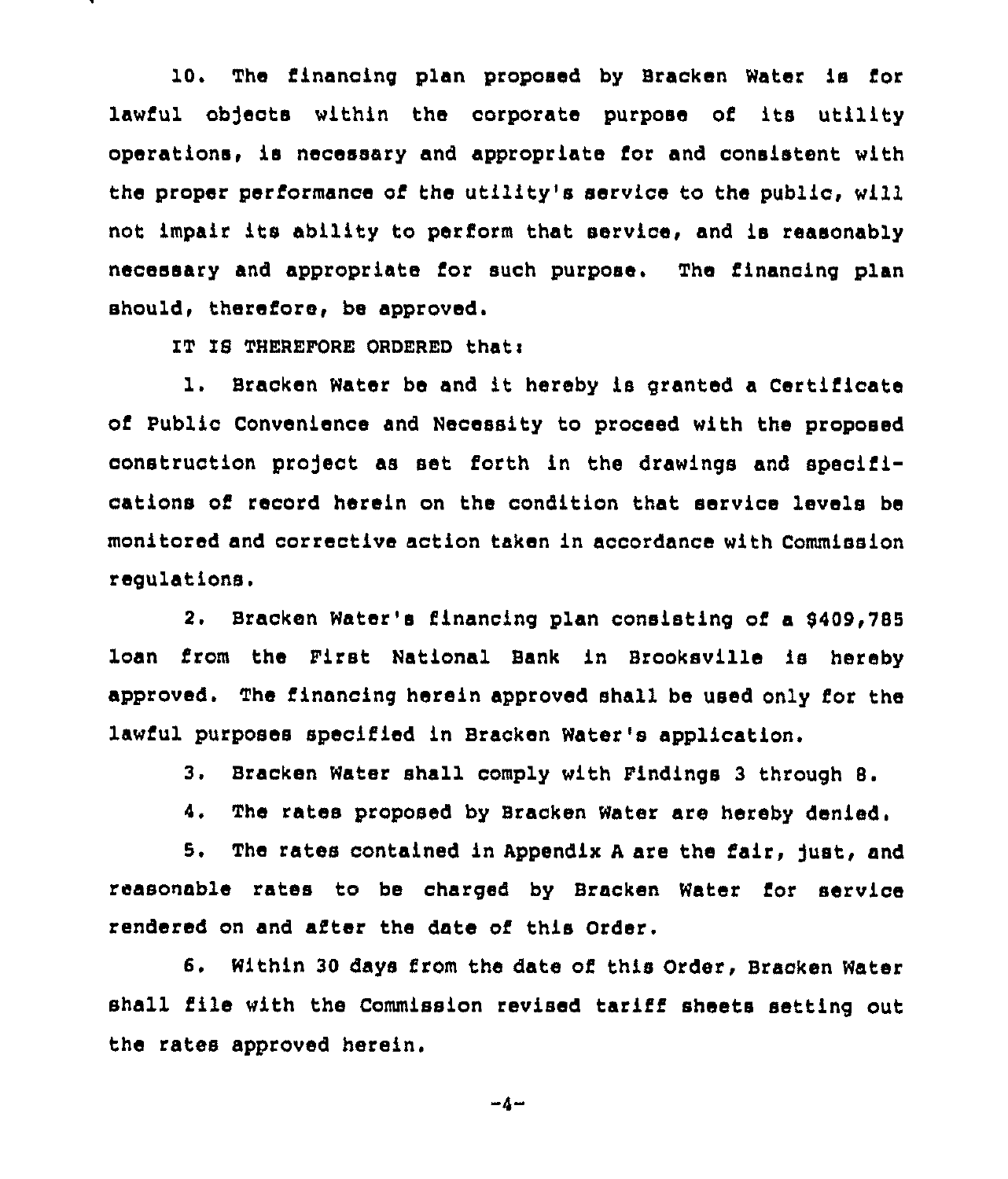10. The financing plan proposed by Bracken Water is for lawful objects within the corporate purpose of its utility operations, is necessary and appropriate for and consistent with the proper performance of the utility's service to the public, will not impair its ability to perform that service, and is reasonably necessary and appropriate for such purpose. The financing plan should, therefore, be approved.

IT IS THEREFORE ORDERED that:

1. Bracken Water be and it hereby is granted a Certificate of Public Convenience and Necessity to proceed with the proposed construction project as set forth in the drawings and specifications of record herein on the condition that service levels be monitored and corrective action taken in accordance with Commission regulations.

2. Bracken Water's financing plan consisting of a $409,785 loan from the First National Bank in Brooksville is hereby approved. The financing herein approved shall be used only for the lawful purposes specified in Bracken Water's application.

3. Bracken Water shall comply with Findings 3 through 8.

4. The rates proposed by Bracken Water are hereby denied.

5. The rates contained in Appendix A are the fair, just, and reasonable rates to be charged by Bracken Water for service rendered on and after the date of this Order.

6. Within 30 days from the date of this Order, Bracken Water shall file with the Commission revised tariff sheets setting out the rates approved herein.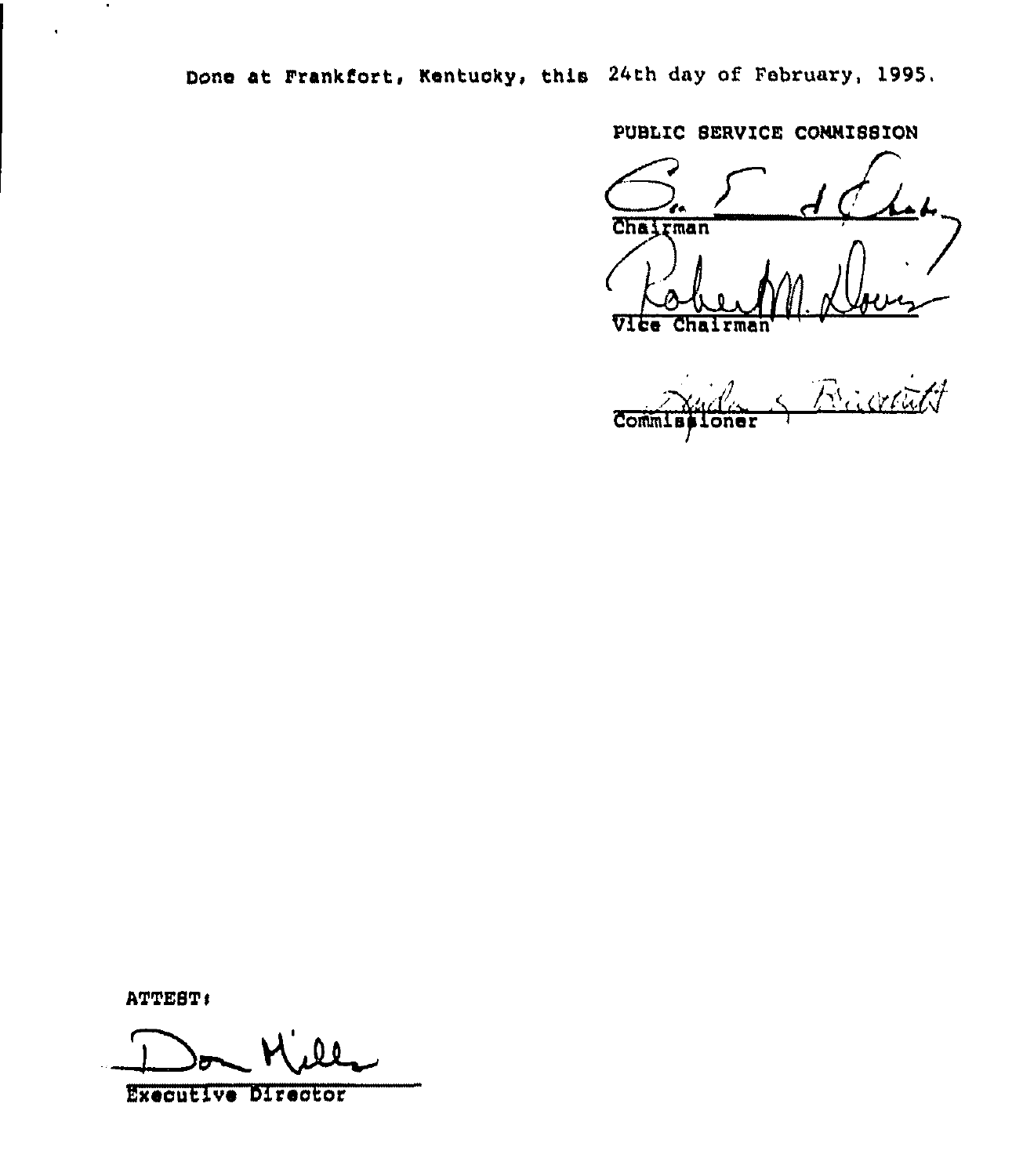Done at Frankfort, Kentucky, this 24th day of February, 1995.

PUBLIC SERVICE COMMISSION

Chairman

Vice Chairman

Commissioner

ATTEST:

Executive Director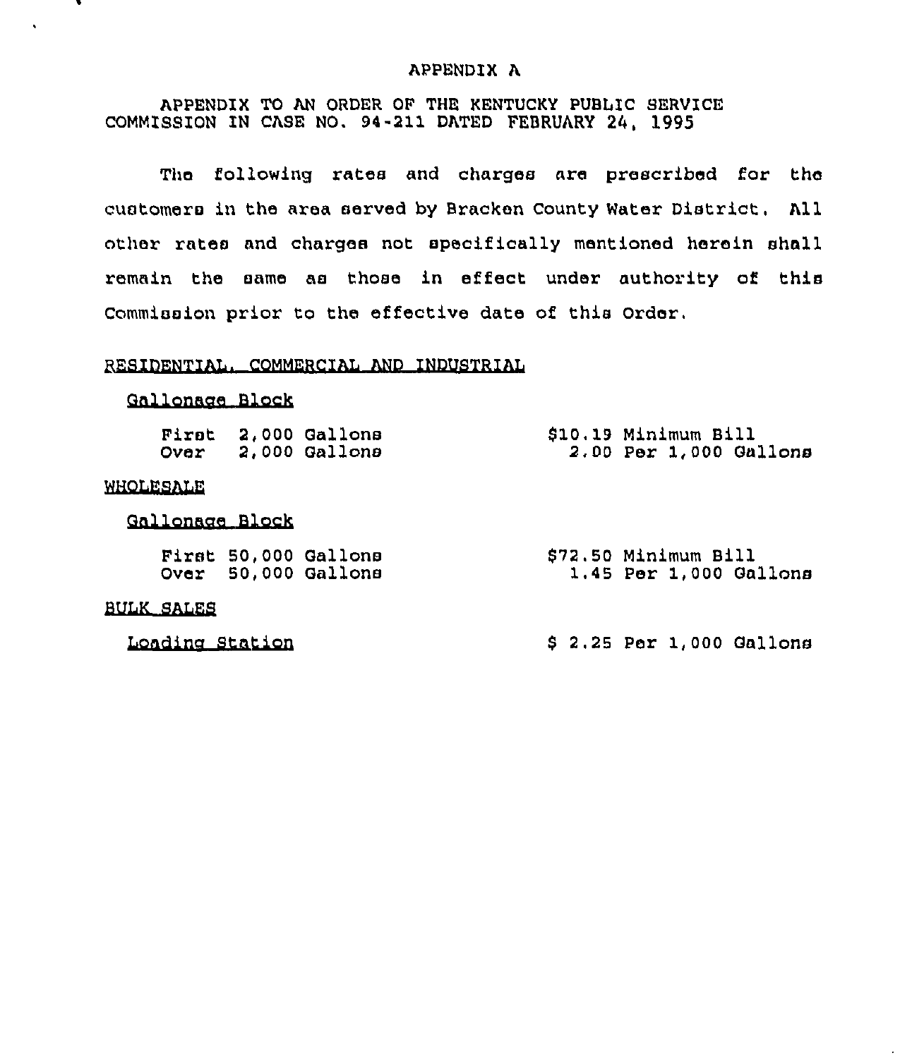# APPENDIX A

APPENDIX TO AN ORDER OF THE KENTUCKY PUBLIC SERVICE COMMISSION IN CASE NO. 94-211 DATED FEBRUARY 24, 1995

The following rates and charges are prescribed for the customers in the area served by Bracken County Water District. All other rates and charges not specifically mentioned herein shall remain the same as those in effect under authority of this Commission prior to the effective date of this Order.

RESIDENTIAL, COMMERCIAL AND INDUSTRIAL

Gallonage Block

| | |
|---|---|
| First 2,000 Gallons | $10.19 Minimum Bill |
| Over 2,000 Gallons | 2.00 Per 1,000 Gallons |

WHOLESALE

Gallonage Block

| | |
|---|---|
| First 50,000 Gallons | $72.50 Minimum Bill |
| Over 50,000 Gallons | 1.45 Per 1,000 Gallons |

BULK SALES

| | |
|---|---|
| Loading Station | $ 2.25 Per 1,000 Gallons |